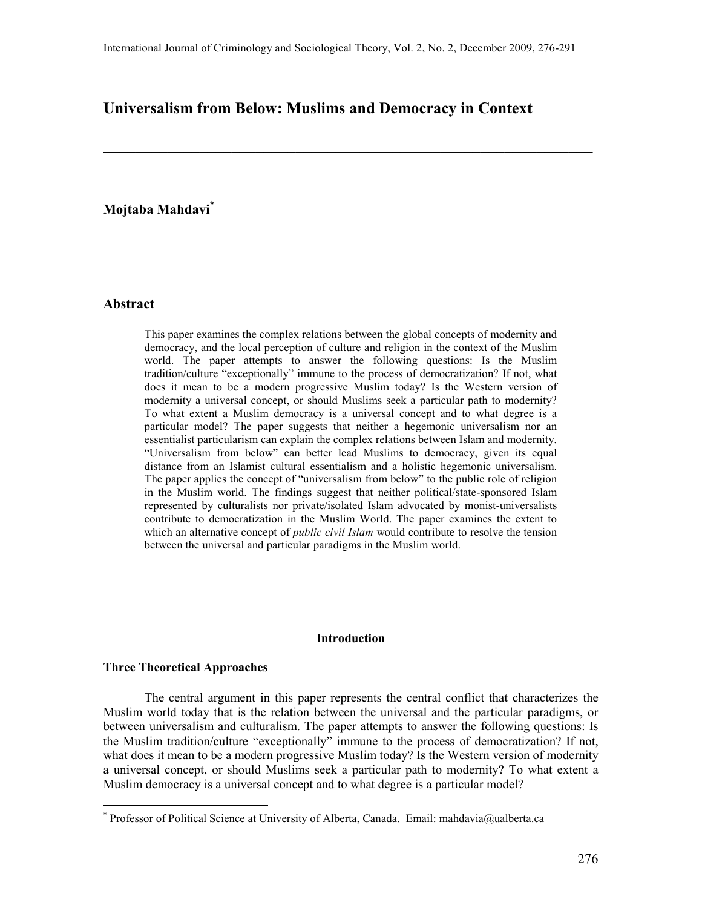# Universalism from Below: Muslims and Democracy in Context

**Mojtaba Mahdavi**[*]

## Abstract

This paper examines the complex relations between the global concepts of modernity and democracy, and the local perception of culture and religion in the context of the Muslim world. The paper attempts to answer the following questions: Is the Muslim tradition/culture "exceptionally" immune to the process of democratization? If not, what does it mean to be a modern progressive Muslim today? Is the Western version of modernity a universal concept, or should Muslims seek a particular path to modernity? To what extent a Muslim democracy is a universal concept and to what degree is a particular model? The paper suggests that neither a hegemonic universalism nor an essentialist particularism can explain the complex relations between Islam and modernity. "Universalism from below" can better lead Muslims to democracy, given its equal distance from an Islamist cultural essentialism and a holistic hegemonic universalism. The paper applies the concept of "universalism from below" to the public role of religion in the Muslim world. The findings suggest that neither political/state-sponsored Islam represented by culturalists nor private/isolated Islam advocated by monist-universalists contribute to democratization in the Muslim World. The paper examines the extent to which an alternative concept of *public civil Islam* would contribute to resolve the tension between the universal and particular paradigms in the Muslim world.

## Introduction

### Three Theoretical Approaches

The central argument in this paper represents the central conflict that characterizes the Muslim world today that is the relation between the universal and the particular paradigms, or between universalism and culturalism. The paper attempts to answer the following questions: Is the Muslim tradition/culture "exceptionally" immune to the process of democratization? If not, what does it mean to be a modern progressive Muslim today? Is the Western version of modernity a universal concept, or should Muslims seek a particular path to modernity? To what extent a Muslim democracy is a universal concept and to what degree is a particular model?

[*] Professor of Political Science at University of Alberta, Canada. Email: mahdavia@ualberta.ca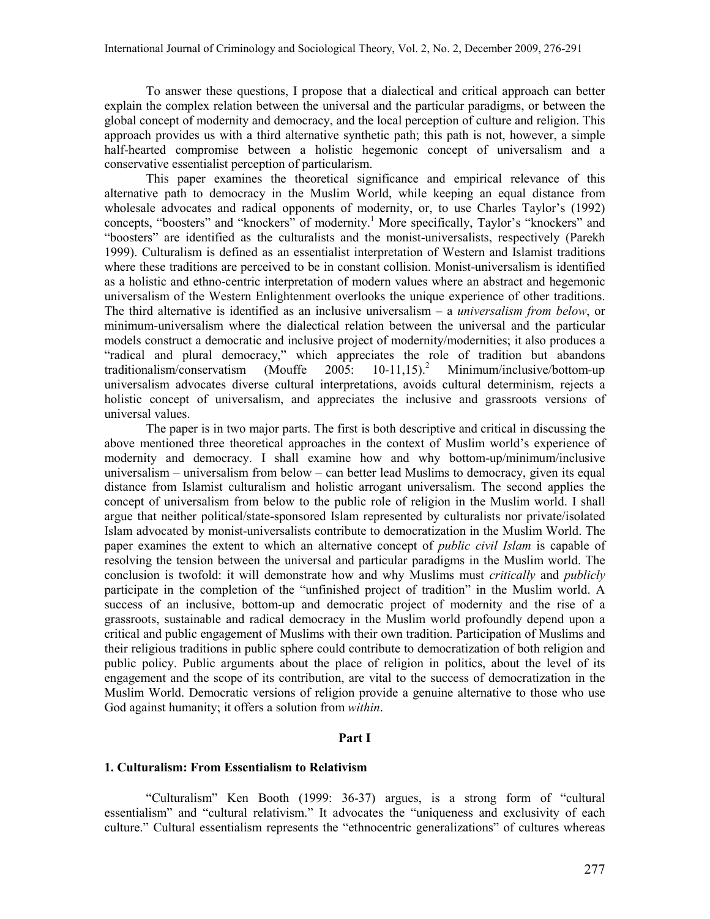To answer these questions, I propose that a dialectical and critical approach can better explain the complex relation between the universal and the particular paradigms, or between the global concept of modernity and democracy, and the local perception of culture and religion. This approach provides us with a third alternative synthetic path; this path is not, however, a simple half-hearted compromise between a holistic hegemonic concept of universalism and a conservative essentialist perception of particularism.

This paper examines the theoretical significance and empirical relevance of this alternative path to democracy in the Muslim World, while keeping an equal distance from wholesale advocates and radical opponents of modernity, or, to use Charles Taylor's (1992) concepts, "boosters" and "knockers" of modernity.[1] More specifically, Taylor's "knockers" and "boosters" are identified as the culturalists and the monist-universalists, respectively (Parekh 1999). Culturalism is defined as an essentialist interpretation of Western and Islamist traditions where these traditions are perceived to be in constant collision. Monist-universalism is identified as a holistic and ethno-centric interpretation of modern values where an abstract and hegemonic universalism of the Western Enlightenment overlooks the unique experience of other traditions. The third alternative is identified as an inclusive universalism – a *universalism from below*, or minimum-universalism where the dialectical relation between the universal and the particular models construct a democratic and inclusive project of modernity/modernities; it also produces a "radical and plural democracy," which appreciates the role of tradition but abandons traditionalism/conservatism (Mouffe 2005: 10-11,15).[2] Minimum/inclusive/bottom-up universalism advocates diverse cultural interpretations, avoids cultural determinism, rejects a holistic concept of universalism, and appreciates the inclusive and grassroots version*s* of universal values.

The paper is in two major parts. The first is both descriptive and critical in discussing the above mentioned three theoretical approaches in the context of Muslim world's experience of modernity and democracy. I shall examine how and why bottom-up/minimum/inclusive universalism – universalism from below – can better lead Muslims to democracy, given its equal distance from Islamist culturalism and holistic arrogant universalism. The second applies the concept of universalism from below to the public role of religion in the Muslim world. I shall argue that neither political/state-sponsored Islam represented by culturalists nor private/isolated Islam advocated by monist-universalists contribute to democratization in the Muslim World. The paper examines the extent to which an alternative concept of *public civil Islam* is capable of resolving the tension between the universal and particular paradigms in the Muslim world. The conclusion is twofold: it will demonstrate how and why Muslims must *critically* and *publicly* participate in the completion of the "unfinished project of tradition" in the Muslim world. A success of an inclusive, bottom-up and democratic project of modernity and the rise of a grassroots, sustainable and radical democracy in the Muslim world profoundly depend upon a critical and public engagement of Muslims with their own tradition. Participation of Muslims and their religious traditions in public sphere could contribute to democratization of both religion and public policy. Public arguments about the place of religion in politics, about the level of its engagement and the scope of its contribution, are vital to the success of democratization in the Muslim World. Democratic versions of religion provide a genuine alternative to those who use God against humanity; it offers a solution from *within*.

## Part I

### 1. Culturalism: From Essentialism to Relativism

"Culturalism" Ken Booth (1999: 36-37) argues, is a strong form of "cultural essentialism" and "cultural relativism." It advocates the "uniqueness and exclusivity of each culture." Cultural essentialism represents the "ethnocentric generalizations" of cultures whereas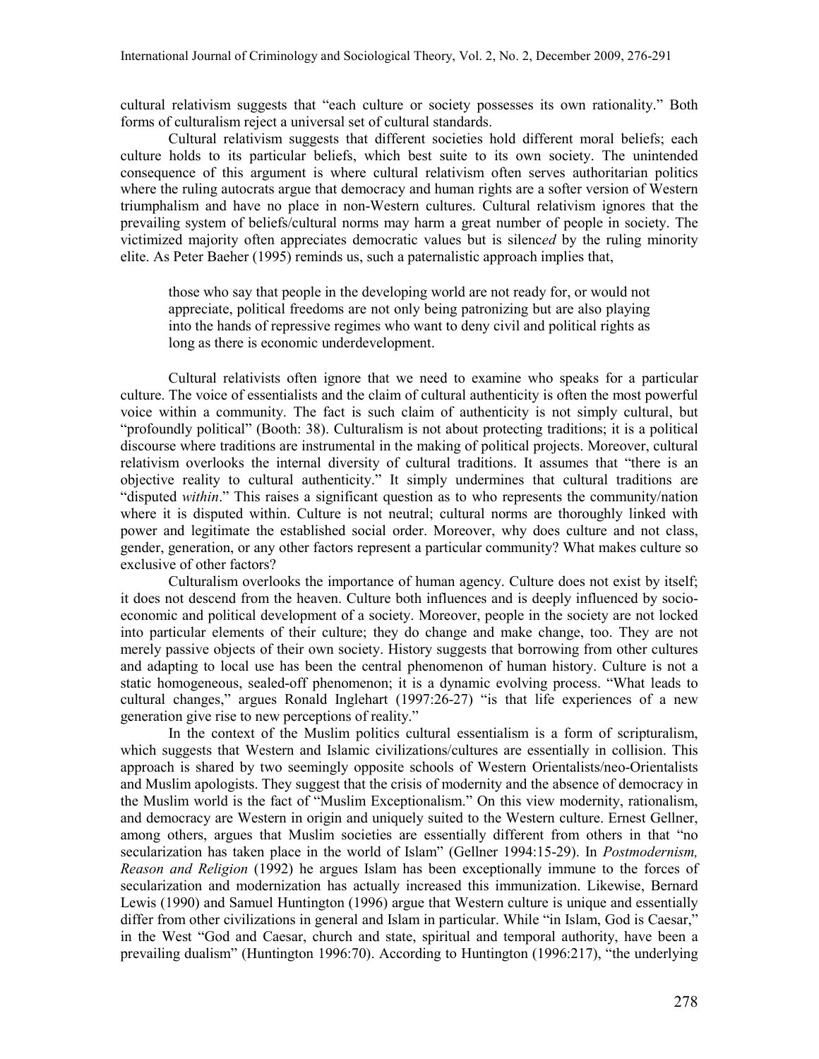cultural relativism suggests that "each culture or society possesses its own rationality." Both forms of culturalism reject a universal set of cultural standards.

Cultural relativism suggests that different societies hold different moral beliefs; each culture holds to its particular beliefs, which best suite to its own society. The unintended consequence of this argument is where cultural relativism often serves authoritarian politics where the ruling autocrats argue that democracy and human rights are a softer version of Western triumphalism and have no place in non-Western cultures. Cultural relativism ignores that the prevailing system of beliefs/cultural norms may harm a great number of people in society. The victimized majority often appreciates democratic values but is silenc*ed* by the ruling minority elite. As Peter Baeher (1995) reminds us, such a paternalistic approach implies that,

> those who say that people in the developing world are not ready for, or would not appreciate, political freedoms are not only being patronizing but are also playing into the hands of repressive regimes who want to deny civil and political rights as long as there is economic underdevelopment.

Cultural relativists often ignore that we need to examine who speaks for a particular culture. The voice of essentialists and the claim of cultural authenticity is often the most powerful voice within a community. The fact is such claim of authenticity is not simply cultural, but "profoundly political" (Booth: 38). Culturalism is not about protecting traditions; it is a political discourse where traditions are instrumental in the making of political projects. Moreover, cultural relativism overlooks the internal diversity of cultural traditions. It assumes that "there is an objective reality to cultural authenticity." It simply undermines that cultural traditions are "disputed *within*." This raises a significant question as to who represents the community/nation where it is disputed within. Culture is not neutral; cultural norms are thoroughly linked with power and legitimate the established social order. Moreover, why does culture and not class, gender, generation, or any other factors represent a particular community? What makes culture so exclusive of other factors?

Culturalism overlooks the importance of human agency. Culture does not exist by itself; it does not descend from the heaven. Culture both influences and is deeply influenced by socio-economic and political development of a society. Moreover, people in the society are not locked into particular elements of their culture; they do change and make change, too. They are not merely passive objects of their own society. History suggests that borrowing from other cultures and adapting to local use has been the central phenomenon of human history. Culture is not a static homogeneous, sealed-off phenomenon; it is a dynamic evolving process. "What leads to cultural changes," argues Ronald Inglehart (1997:26-27) "is that life experiences of a new generation give rise to new perceptions of reality."

In the context of the Muslim politics cultural essentialism is a form of scripturalism, which suggests that Western and Islamic civilizations/cultures are essentially in collision. This approach is shared by two seemingly opposite schools of Western Orientalists/neo-Orientalists and Muslim apologists. They suggest that the crisis of modernity and the absence of democracy in the Muslim world is the fact of "Muslim Exceptionalism." On this view modernity, rationalism, and democracy are Western in origin and uniquely suited to the Western culture. Ernest Gellner, among others, argues that Muslim societies are essentially different from others in that "no secularization has taken place in the world of Islam" (Gellner 1994:15-29). In *Postmodernism, Reason and Religion* (1992) he argues Islam has been exceptionally immune to the forces of secularization and modernization has actually increased this immunization. Likewise, Bernard Lewis (1990) and Samuel Huntington (1996) argue that Western culture is unique and essentially differ from other civilizations in general and Islam in particular. While "in Islam, God is Caesar," in the West "God and Caesar, church and state, spiritual and temporal authority, have been a prevailing dualism" (Huntington 1996:70). According to Huntington (1996:217), "the underlying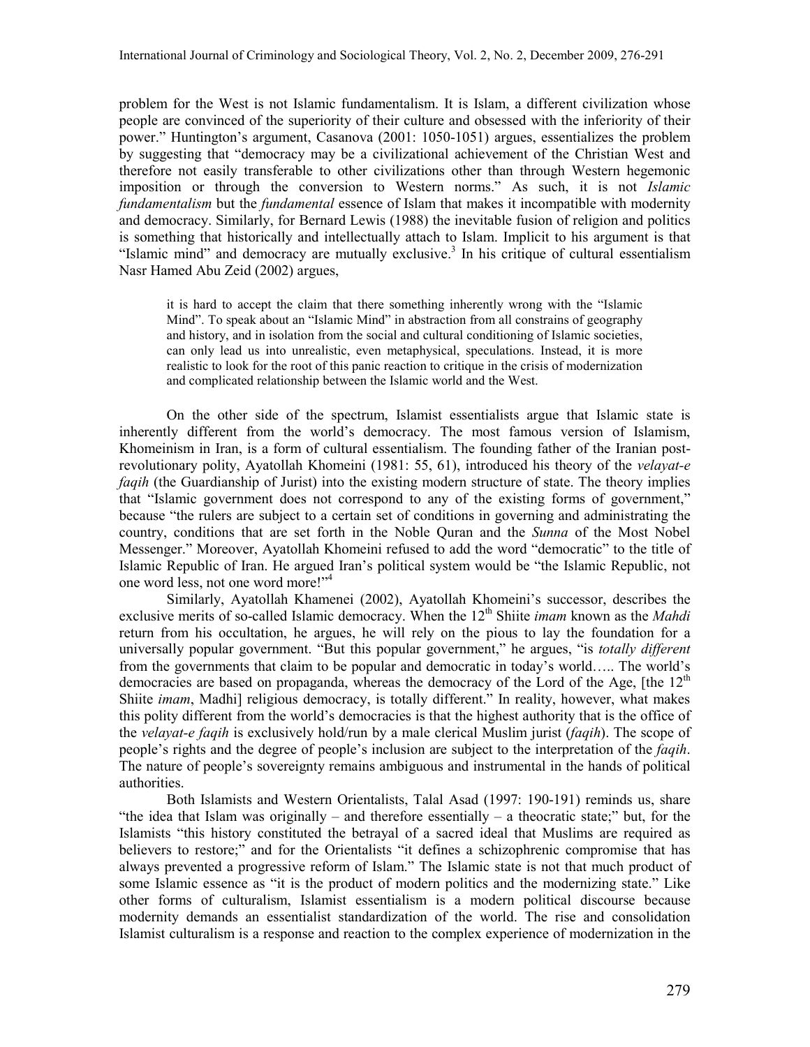problem for the West is not Islamic fundamentalism. It is Islam, a different civilization whose people are convinced of the superiority of their culture and obsessed with the inferiority of their power." Huntington's argument, Casanova (2001: 1050-1051) argues, essentializes the problem by suggesting that "democracy may be a civilizational achievement of the Christian West and therefore not easily transferable to other civilizations other than through Western hegemonic imposition or through the conversion to Western norms." As such, it is not *Islamic fundamentalism* but the *fundamental* essence of Islam that makes it incompatible with modernity and democracy. Similarly, for Bernard Lewis (1988) the inevitable fusion of religion and politics is something that historically and intellectually attach to Islam. Implicit to his argument is that "Islamic mind" and democracy are mutually exclusive.[3] In his critique of cultural essentialism Nasr Hamed Abu Zeid (2002) argues,

> it is hard to accept the claim that there something inherently wrong with the "Islamic Mind". To speak about an "Islamic Mind" in abstraction from all constrains of geography and history, and in isolation from the social and cultural conditioning of Islamic societies, can only lead us into unrealistic, even metaphysical, speculations. Instead, it is more realistic to look for the root of this panic reaction to critique in the crisis of modernization and complicated relationship between the Islamic world and the West.

On the other side of the spectrum, Islamist essentialists argue that Islamic state is inherently different from the world's democracy. The most famous version of Islamism, Khomeinism in Iran, is a form of cultural essentialism. The founding father of the Iranian post-revolutionary polity, Ayatollah Khomeini (1981: 55, 61), introduced his theory of the *velayat-e faqih* (the Guardianship of Jurist) into the existing modern structure of state. The theory implies that "Islamic government does not correspond to any of the existing forms of government," because "the rulers are subject to a certain set of conditions in governing and administrating the country, conditions that are set forth in the Noble Quran and the *Sunna* of the Most Nobel Messenger." Moreover, Ayatollah Khomeini refused to add the word "democratic" to the title of Islamic Republic of Iran. He argued Iran's political system would be "the Islamic Republic, not one word less, not one word more!"[4]

Similarly, Ayatollah Khamenei (2002), Ayatollah Khomeini's successor, describes the exclusive merits of so-called Islamic democracy. When the 12th Shiite *imam* known as the *Mahdi* return from his occultation, he argues, he will rely on the pious to lay the foundation for a universally popular government. "But this popular government," he argues, "is *totally different* from the governments that claim to be popular and democratic in today's world….. The world's democracies are based on propaganda, whereas the democracy of the Lord of the Age, [the 12th Shiite *imam*, Madhi] religious democracy, is totally different." In reality, however, what makes this polity different from the world's democracies is that the highest authority that is the office of the *velayat-e faqih* is exclusively hold/run by a male clerical Muslim jurist (*faqih*). The scope of people's rights and the degree of people's inclusion are subject to the interpretation of the *faqih*. The nature of people's sovereignty remains ambiguous and instrumental in the hands of political authorities.

Both Islamists and Western Orientalists, Talal Asad (1997: 190-191) reminds us, share "the idea that Islam was originally – and therefore essentially – a theocratic state;" but, for the Islamists "this history constituted the betrayal of a sacred ideal that Muslims are required as believers to restore;" and for the Orientalists "it defines a schizophrenic compromise that has always prevented a progressive reform of Islam." The Islamic state is not that much product of some Islamic essence as "it is the product of modern politics and the modernizing state." Like other forms of culturalism, Islamist essentialism is a modern political discourse because modernity demands an essentialist standardization of the world. The rise and consolidation Islamist culturalism is a response and reaction to the complex experience of modernization in the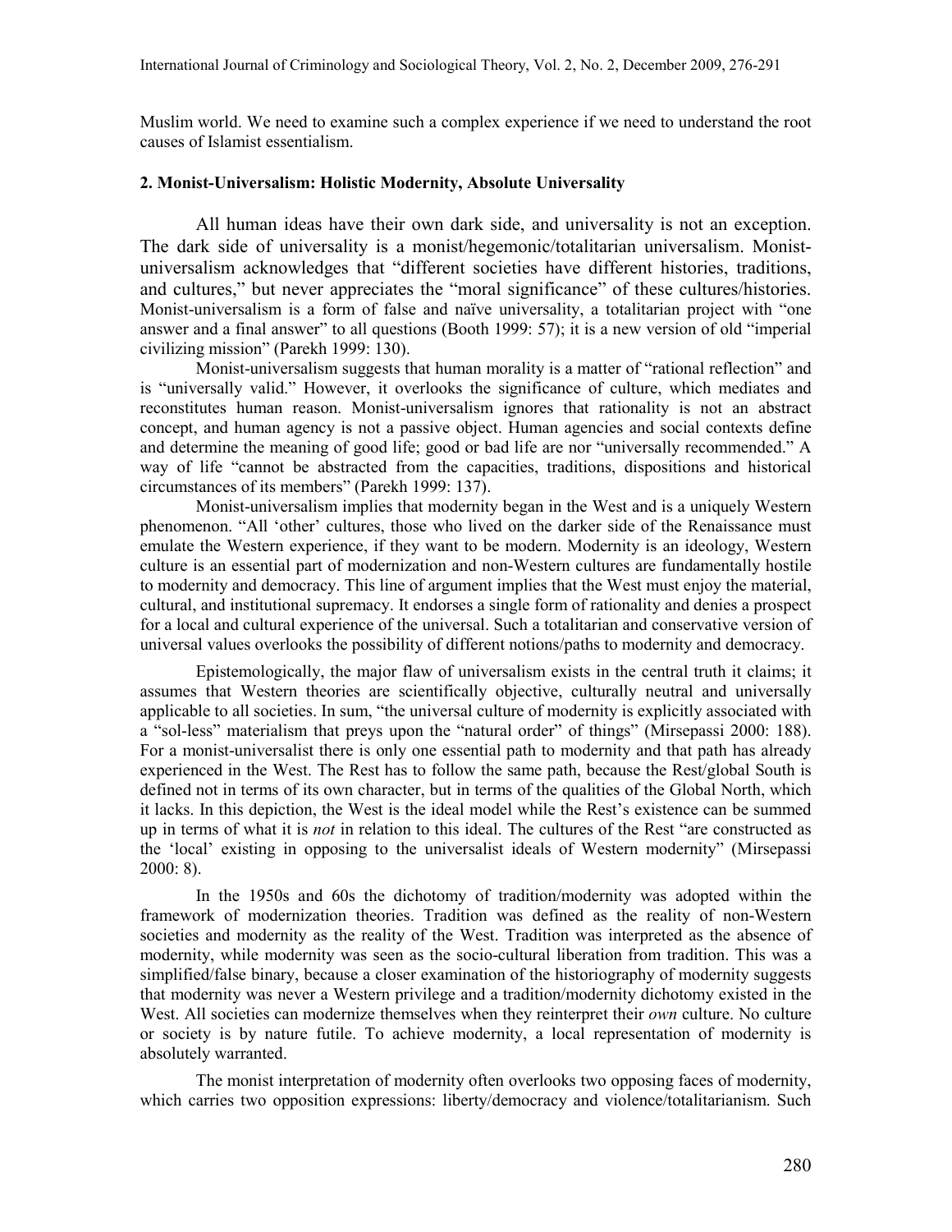Muslim world. We need to examine such a complex experience if we need to understand the root causes of Islamist essentialism.

## 2. Monist-Universalism: Holistic Modernity, Absolute Universality

All human ideas have their own dark side, and universality is not an exception. The dark side of universality is a monist/hegemonic/totalitarian universalism. Monist-universalism acknowledges that "different societies have different histories, traditions, and cultures," but never appreciates the "moral significance" of these cultures/histories. Monist-universalism is a form of false and naïve universality, a totalitarian project with "one answer and a final answer" to all questions (Booth 1999: 57); it is a new version of old "imperial civilizing mission" (Parekh 1999: 130).

Monist-universalism suggests that human morality is a matter of "rational reflection" and is "universally valid." However, it overlooks the significance of culture, which mediates and reconstitutes human reason. Monist-universalism ignores that rationality is not an abstract concept, and human agency is not a passive object. Human agencies and social contexts define and determine the meaning of good life; good or bad life are nor "universally recommended." A way of life "cannot be abstracted from the capacities, traditions, dispositions and historical circumstances of its members" (Parekh 1999: 137).

Monist-universalism implies that modernity began in the West and is a uniquely Western phenomenon. "All 'other' cultures, those who lived on the darker side of the Renaissance must emulate the Western experience, if they want to be modern. Modernity is an ideology, Western culture is an essential part of modernization and non-Western cultures are fundamentally hostile to modernity and democracy. This line of argument implies that the West must enjoy the material, cultural, and institutional supremacy. It endorses a single form of rationality and denies a prospect for a local and cultural experience of the universal. Such a totalitarian and conservative version of universal values overlooks the possibility of different notions/paths to modernity and democracy.

Epistemologically, the major flaw of universalism exists in the central truth it claims; it assumes that Western theories are scientifically objective, culturally neutral and universally applicable to all societies. In sum, "the universal culture of modernity is explicitly associated with a "sol-less" materialism that preys upon the "natural order" of things" (Mirsepassi 2000: 188). For a monist-universalist there is only one essential path to modernity and that path has already experienced in the West. The Rest has to follow the same path, because the Rest/global South is defined not in terms of its own character, but in terms of the qualities of the Global North, which it lacks. In this depiction, the West is the ideal model while the Rest's existence can be summed up in terms of what it is *not* in relation to this ideal. The cultures of the Rest "are constructed as the 'local' existing in opposing to the universalist ideals of Western modernity" (Mirsepassi 2000: 8).

In the 1950s and 60s the dichotomy of tradition/modernity was adopted within the framework of modernization theories. Tradition was defined as the reality of non-Western societies and modernity as the reality of the West. Tradition was interpreted as the absence of modernity, while modernity was seen as the socio-cultural liberation from tradition. This was a simplified/false binary, because a closer examination of the historiography of modernity suggests that modernity was never a Western privilege and a tradition/modernity dichotomy existed in the West. All societies can modernize themselves when they reinterpret their *own* culture. No culture or society is by nature futile. To achieve modernity, a local representation of modernity is absolutely warranted.

The monist interpretation of modernity often overlooks two opposing faces of modernity, which carries two opposition expressions: liberty/democracy and violence/totalitarianism. Such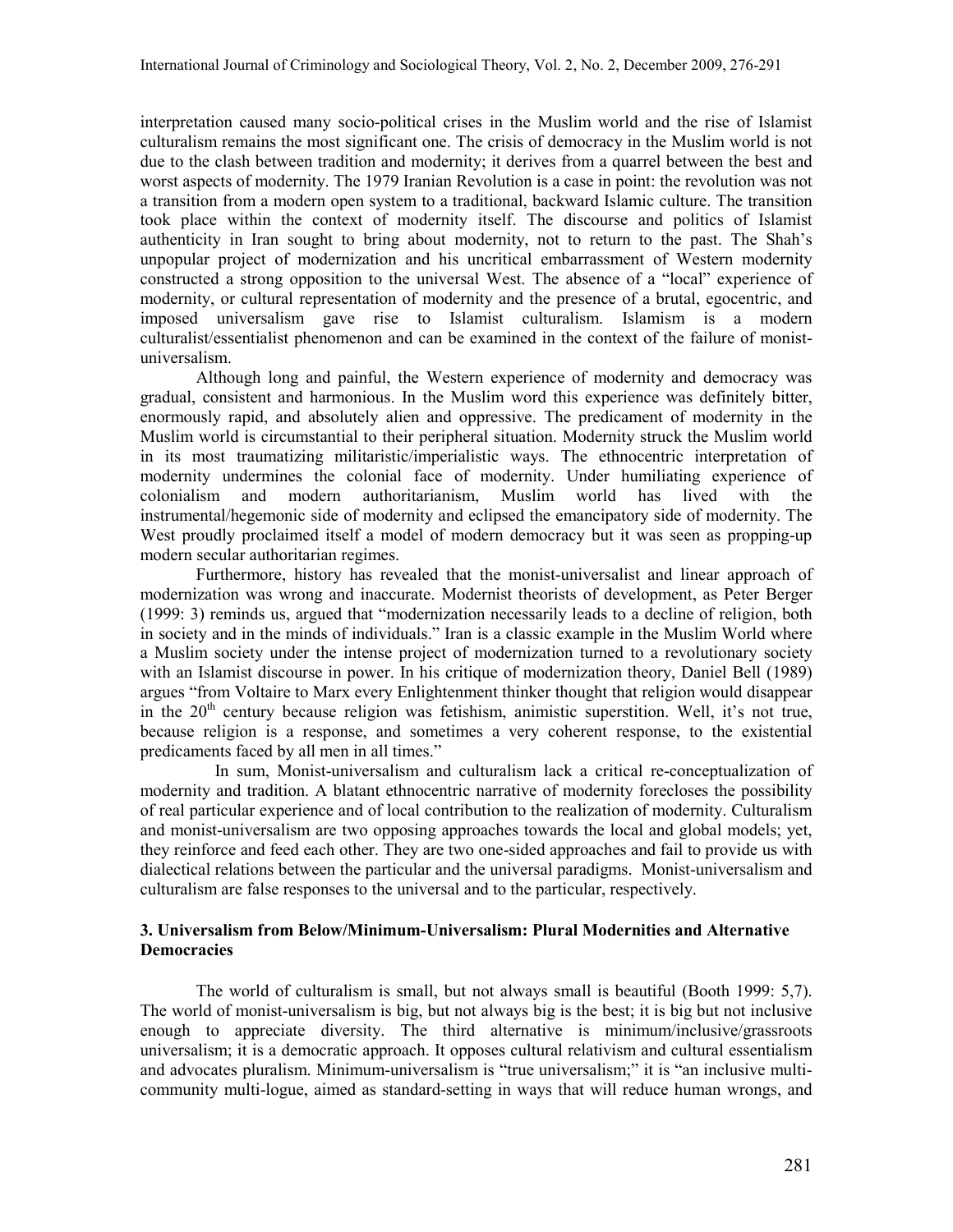interpretation caused many socio-political crises in the Muslim world and the rise of Islamist culturalism remains the most significant one. The crisis of democracy in the Muslim world is not due to the clash between tradition and modernity; it derives from a quarrel between the best and worst aspects of modernity. The 1979 Iranian Revolution is a case in point: the revolution was not a transition from a modern open system to a traditional, backward Islamic culture. The transition took place within the context of modernity itself. The discourse and politics of Islamist authenticity in Iran sought to bring about modernity, not to return to the past. The Shah's unpopular project of modernization and his uncritical embarrassment of Western modernity constructed a strong opposition to the universal West. The absence of a "local" experience of modernity, or cultural representation of modernity and the presence of a brutal, egocentric, and imposed universalism gave rise to Islamist culturalism. Islamism is a modern culturalist/essentialist phenomenon and can be examined in the context of the failure of monist-universalism.

Although long and painful, the Western experience of modernity and democracy was gradual, consistent and harmonious. In the Muslim word this experience was definitely bitter, enormously rapid, and absolutely alien and oppressive. The predicament of modernity in the Muslim world is circumstantial to their peripheral situation. Modernity struck the Muslim world in its most traumatizing militaristic/imperialistic ways. The ethnocentric interpretation of modernity undermines the colonial face of modernity. Under humiliating experience of colonialism and modern authoritarianism, Muslim world has lived with the instrumental/hegemonic side of modernity and eclipsed the emancipatory side of modernity. The West proudly proclaimed itself a model of modern democracy but it was seen as propping-up modern secular authoritarian regimes.

Furthermore, history has revealed that the monist-universalist and linear approach of modernization was wrong and inaccurate. Modernist theorists of development, as Peter Berger (1999: 3) reminds us, argued that "modernization necessarily leads to a decline of religion, both in society and in the minds of individuals." Iran is a classic example in the Muslim World where a Muslim society under the intense project of modernization turned to a revolutionary society with an Islamist discourse in power. In his critique of modernization theory, Daniel Bell (1989) argues "from Voltaire to Marx every Enlightenment thinker thought that religion would disappear in the 20th century because religion was fetishism, animistic superstition. Well, it's not true, because religion is a response, and sometimes a very coherent response, to the existential predicaments faced by all men in all times."

In sum, Monist-universalism and culturalism lack a critical re-conceptualization of modernity and tradition. A blatant ethnocentric narrative of modernity forecloses the possibility of real particular experience and of local contribution to the realization of modernity. Culturalism and monist-universalism are two opposing approaches towards the local and global models; yet, they reinforce and feed each other. They are two one-sided approaches and fail to provide us with dialectical relations between the particular and the universal paradigms. Monist-universalism and culturalism are false responses to the universal and to the particular, respectively.

### 3. Universalism from Below/Minimum-Universalism: Plural Modernities and Alternative Democracies

The world of culturalism is small, but not always small is beautiful (Booth 1999: 5,7). The world of monist-universalism is big, but not always big is the best; it is big but not inclusive enough to appreciate diversity. The third alternative is minimum/inclusive/grassroots universalism; it is a democratic approach. It opposes cultural relativism and cultural essentialism and advocates pluralism. Minimum-universalism is "true universalism;" it is "an inclusive multi-community multi-logue, aimed as standard-setting in ways that will reduce human wrongs, and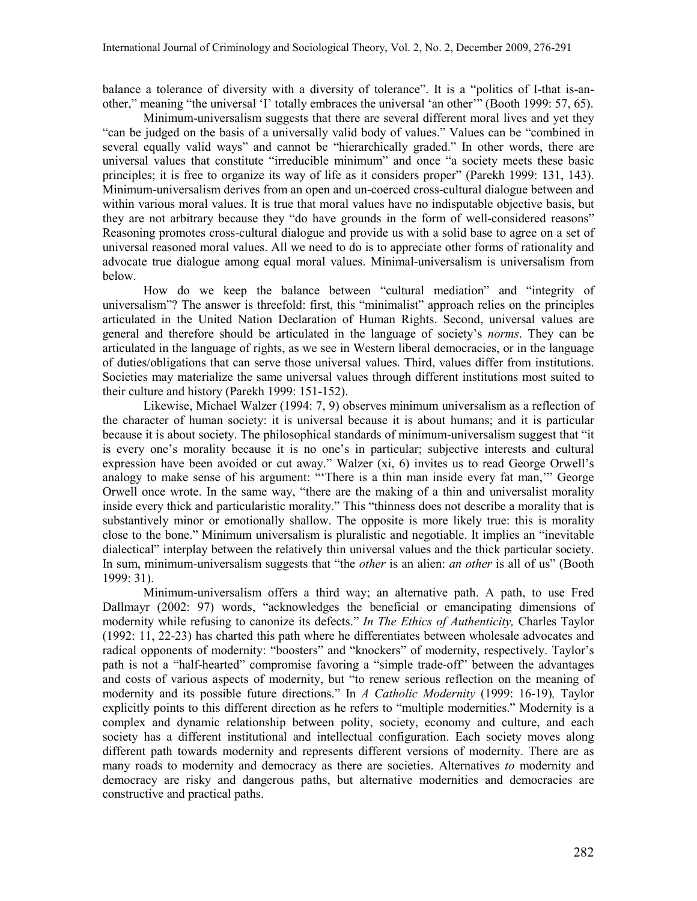balance a tolerance of diversity with a diversity of tolerance". It is a "politics of I-that is-an-other," meaning "the universal 'I' totally embraces the universal 'an other'" (Booth 1999: 57, 65).

Minimum-universalism suggests that there are several different moral lives and yet they "can be judged on the basis of a universally valid body of values." Values can be "combined in several equally valid ways" and cannot be "hierarchically graded." In other words, there are universal values that constitute "irreducible minimum" and once "a society meets these basic principles; it is free to organize its way of life as it considers proper" (Parekh 1999: 131, 143). Minimum-universalism derives from an open and un-coerced cross-cultural dialogue between and within various moral values. It is true that moral values have no indisputable objective basis, but they are not arbitrary because they "do have grounds in the form of well-considered reasons" Reasoning promotes cross-cultural dialogue and provide us with a solid base to agree on a set of universal reasoned moral values. All we need to do is to appreciate other forms of rationality and advocate true dialogue among equal moral values. Minimal-universalism is universalism from below.

How do we keep the balance between "cultural mediation" and "integrity of universalism"? The answer is threefold: first, this "minimalist" approach relies on the principles articulated in the United Nation Declaration of Human Rights. Second, universal values are general and therefore should be articulated in the language of society's *norms*. They can be articulated in the language of rights, as we see in Western liberal democracies, or in the language of duties/obligations that can serve those universal values. Third, values differ from institutions. Societies may materialize the same universal values through different institutions most suited to their culture and history (Parekh 1999: 151-152).

Likewise, Michael Walzer (1994: 7, 9) observes minimum universalism as a reflection of the character of human society: it is universal because it is about humans; and it is particular because it is about society. The philosophical standards of minimum-universalism suggest that "it is every one's morality because it is no one's in particular; subjective interests and cultural expression have been avoided or cut away." Walzer (xi, 6) invites us to read George Orwell's analogy to make sense of his argument: "'There is a thin man inside every fat man,'" George Orwell once wrote. In the same way, "there are the making of a thin and universalist morality inside every thick and particularistic morality." This "thinness does not describe a morality that is substantively minor or emotionally shallow. The opposite is more likely true: this is morality close to the bone." Minimum universalism is pluralistic and negotiable. It implies an "inevitable dialectical" interplay between the relatively thin universal values and the thick particular society. In sum, minimum-universalism suggests that "the *other* is an alien: *an other* is all of us" (Booth 1999: 31).

Minimum-universalism offers a third way; an alternative path. A path, to use Fred Dallmayr (2002: 97) words, "acknowledges the beneficial or emancipating dimensions of modernity while refusing to canonize its defects." *In The Ethics of Authenticity,* Charles Taylor (1992: 11, 22-23) has charted this path where he differentiates between wholesale advocates and radical opponents of modernity: "boosters" and "knockers" of modernity, respectively. Taylor's path is not a "half-hearted" compromise favoring a "simple trade-off" between the advantages and costs of various aspects of modernity, but "to renew serious reflection on the meaning of modernity and its possible future directions." In *A Catholic Modernity* (1999: 16-19)*,* Taylor explicitly points to this different direction as he refers to "multiple modernities." Modernity is a complex and dynamic relationship between polity, society, economy and culture, and each society has a different institutional and intellectual configuration. Each society moves along different path towards modernity and represents different versions of modernity. There are as many roads to modernity and democracy as there are societies. Alternatives *to* modernity and democracy are risky and dangerous paths, but alternative modernities and democracies are constructive and practical paths.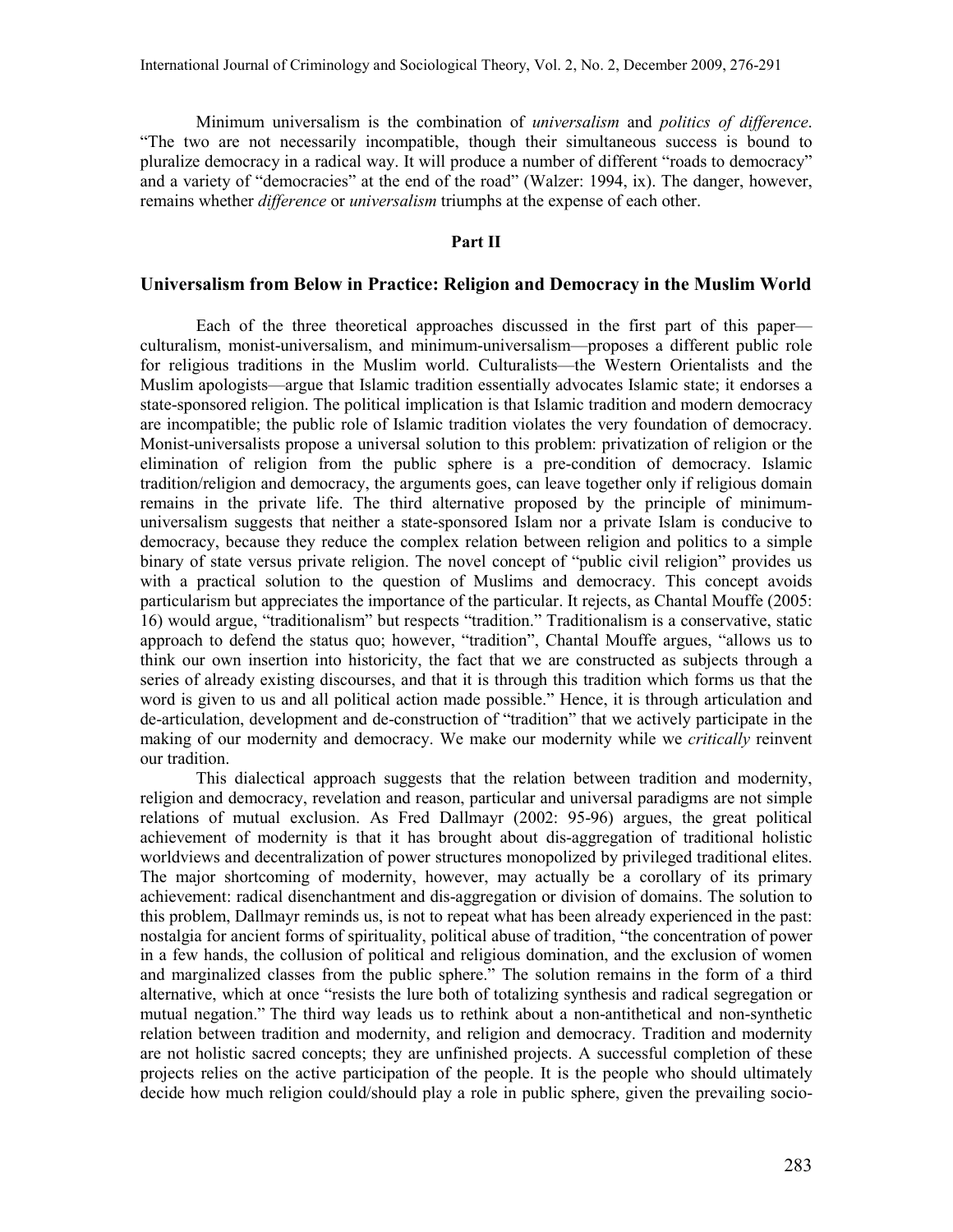Minimum universalism is the combination of *universalism* and *politics of difference*. "The two are not necessarily incompatible, though their simultaneous success is bound to pluralize democracy in a radical way. It will produce a number of different "roads to democracy" and a variety of "democracies" at the end of the road" (Walzer: 1994, ix). The danger, however, remains whether *difference* or *universalism* triumphs at the expense of each other.

## Part II

### Universalism from Below in Practice: Religion and Democracy in the Muslim World

Each of the three theoretical approaches discussed in the first part of this paper—culturalism, monist-universalism, and minimum-universalism—proposes a different public role for religious traditions in the Muslim world. Culturalists—the Western Orientalists and the Muslim apologists—argue that Islamic tradition essentially advocates Islamic state; it endorses a state-sponsored religion. The political implication is that Islamic tradition and modern democracy are incompatible; the public role of Islamic tradition violates the very foundation of democracy. Monist-universalists propose a universal solution to this problem: privatization of religion or the elimination of religion from the public sphere is a pre-condition of democracy. Islamic tradition/religion and democracy, the arguments goes, can leave together only if religious domain remains in the private life. The third alternative proposed by the principle of minimum-universalism suggests that neither a state-sponsored Islam nor a private Islam is conducive to democracy, because they reduce the complex relation between religion and politics to a simple binary of state versus private religion. The novel concept of "public civil religion" provides us with a practical solution to the question of Muslims and democracy. This concept avoids particularism but appreciates the importance of the particular. It rejects, as Chantal Mouffe (2005: 16) would argue, "traditionalism" but respects "tradition." Traditionalism is a conservative, static approach to defend the status quo; however, "tradition", Chantal Mouffe argues, "allows us to think our own insertion into historicity, the fact that we are constructed as subjects through a series of already existing discourses, and that it is through this tradition which forms us that the word is given to us and all political action made possible." Hence, it is through articulation and de-articulation, development and de-construction of "tradition" that we actively participate in the making of our modernity and democracy. We make our modernity while we *critically* reinvent our tradition.

This dialectical approach suggests that the relation between tradition and modernity, religion and democracy, revelation and reason, particular and universal paradigms are not simple relations of mutual exclusion. As Fred Dallmayr (2002: 95-96) argues, the great political achievement of modernity is that it has brought about dis-aggregation of traditional holistic worldviews and decentralization of power structures monopolized by privileged traditional elites. The major shortcoming of modernity, however, may actually be a corollary of its primary achievement: radical disenchantment and dis-aggregation or division of domains. The solution to this problem, Dallmayr reminds us, is not to repeat what has been already experienced in the past: nostalgia for ancient forms of spirituality, political abuse of tradition, "the concentration of power in a few hands, the collusion of political and religious domination, and the exclusion of women and marginalized classes from the public sphere." The solution remains in the form of a third alternative, which at once "resists the lure both of totalizing synthesis and radical segregation or mutual negation." The third way leads us to rethink about a non-antithetical and non-synthetic relation between tradition and modernity, and religion and democracy. Tradition and modernity are not holistic sacred concepts; they are unfinished projects. A successful completion of these projects relies on the active participation of the people. It is the people who should ultimately decide how much religion could/should play a role in public sphere, given the prevailing socio-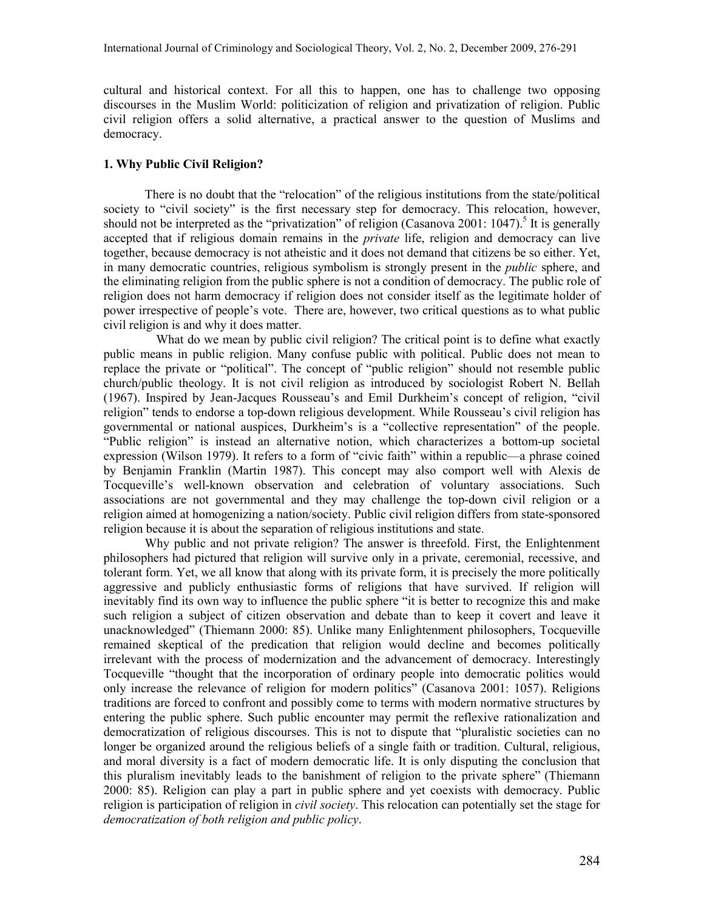cultural and historical context. For all this to happen, one has to challenge two opposing discourses in the Muslim World: politicization of religion and privatization of religion. Public civil religion offers a solid alternative, a practical answer to the question of Muslims and democracy.

### 1. Why Public Civil Religion?

There is no doubt that the "relocation" of the religious institutions from the state/political society to "civil society" is the first necessary step for democracy. This relocation, however, should not be interpreted as the "privatization" of religion (Casanova 2001: 1047).[5] It is generally accepted that if religious domain remains in the *private* life, religion and democracy can live together, because democracy is not atheistic and it does not demand that citizens be so either. Yet, in many democratic countries, religious symbolism is strongly present in the *public* sphere, and the eliminating religion from the public sphere is not a condition of democracy. The public role of religion does not harm democracy if religion does not consider itself as the legitimate holder of power irrespective of people's vote. There are, however, two critical questions as to what public civil religion is and why it does matter.

What do we mean by public civil religion? The critical point is to define what exactly public means in public religion. Many confuse public with political. Public does not mean to replace the private or "political". The concept of "public religion" should not resemble public church/public theology. It is not civil religion as introduced by sociologist Robert N. Bellah (1967). Inspired by Jean-Jacques Rousseau's and Emil Durkheim's concept of religion, "civil religion" tends to endorse a top-down religious development. While Rousseau's civil religion has governmental or national auspices, Durkheim's is a "collective representation" of the people. "Public religion" is instead an alternative notion, which characterizes a bottom-up societal expression (Wilson 1979). It refers to a form of "civic faith" within a republic—a phrase coined by Benjamin Franklin (Martin 1987). This concept may also comport well with Alexis de Tocqueville's well-known observation and celebration of voluntary associations. Such associations are not governmental and they may challenge the top-down civil religion or a religion aimed at homogenizing a nation/society. Public civil religion differs from state-sponsored religion because it is about the separation of religious institutions and state.

Why public and not private religion? The answer is threefold. First, the Enlightenment philosophers had pictured that religion will survive only in a private, ceremonial, recessive, and tolerant form. Yet, we all know that along with its private form, it is precisely the more politically aggressive and publicly enthusiastic forms of religions that have survived. If religion will inevitably find its own way to influence the public sphere "it is better to recognize this and make such religion a subject of citizen observation and debate than to keep it covert and leave it unacknowledged" (Thiemann 2000: 85). Unlike many Enlightenment philosophers, Tocqueville remained skeptical of the predication that religion would decline and becomes politically irrelevant with the process of modernization and the advancement of democracy. Interestingly Tocqueville "thought that the incorporation of ordinary people into democratic politics would only increase the relevance of religion for modern politics" (Casanova 2001: 1057). Religions traditions are forced to confront and possibly come to terms with modern normative structures by entering the public sphere. Such public encounter may permit the reflexive rationalization and democratization of religious discourses. This is not to dispute that "pluralistic societies can no longer be organized around the religious beliefs of a single faith or tradition. Cultural, religious, and moral diversity is a fact of modern democratic life. It is only disputing the conclusion that this pluralism inevitably leads to the banishment of religion to the private sphere" (Thiemann 2000: 85). Religion can play a part in public sphere and yet coexists with democracy. Public religion is participation of religion in *civil society*. This relocation can potentially set the stage for *democratization of both religion and public policy*.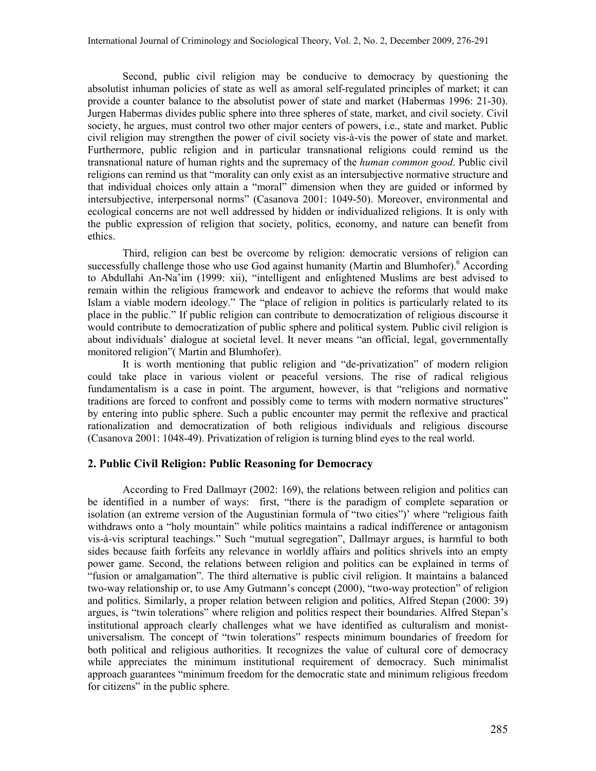Second, public civil religion may be conducive to democracy by questioning the absolutist inhuman policies of state as well as amoral self-regulated principles of market; it can provide a counter balance to the absolutist power of state and market (Habermas 1996: 21-30). Jurgen Habermas divides public sphere into three spheres of state, market, and civil society. Civil society, he argues, must control two other major centers of powers, i.e., state and market. Public civil religion may strengthen the power of civil society vis-à-vis the power of state and market. Furthermore, public religion and in particular transnational religions could remind us the transnational nature of human rights and the supremacy of the *human common good*. Public civil religions can remind us that "morality can only exist as an intersubjective normative structure and that individual choices only attain a "moral" dimension when they are guided or informed by intersubjective, interpersonal norms" (Casanova 2001: 1049-50). Moreover, environmental and ecological concerns are not well addressed by hidden or individualized religions. It is only with the public expression of religion that society, politics, economy, and nature can benefit from ethics.

Third, religion can best be overcome by religion: democratic versions of religion can successfully challenge those who use God against humanity (Martin and Blumhofer).[6] According to Abdullahi An-Na'im (1999: xii), "intelligent and enlightened Muslims are best advised to remain within the religious framework and endeavor to achieve the reforms that would make Islam a viable modern ideology." The "place of religion in politics is particularly related to its place in the public." If public religion can contribute to democratization of religious discourse it would contribute to democratization of public sphere and political system. Public civil religion is about individuals' dialogue at societal level. It never means "an official, legal, governmentally monitored religion"( Martin and Blumhofer).

It is worth mentioning that public religion and "de-privatization" of modern religion could take place in various violent or peaceful versions. The rise of radical religious fundamentalism is a case in point. The argument, however, is that "religions and normative traditions are forced to confront and possibly come to terms with modern normative structures" by entering into public sphere. Such a public encounter may permit the reflexive and practical rationalization and democratization of both religious individuals and religious discourse (Casanova 2001: 1048-49). Privatization of religion is turning blind eyes to the real world.

## 2. Public Civil Religion: Public Reasoning for Democracy

According to Fred Dallmayr (2002: 169), the relations between religion and politics can be identified in a number of ways: first, "there is the paradigm of complete separation or isolation (an extreme version of the Augustinian formula of "two cities")' where "religious faith withdraws onto a "holy mountain" while politics maintains a radical indifference or antagonism vis-à-vis scriptural teachings." Such "mutual segregation", Dallmayr argues, is harmful to both sides because faith forfeits any relevance in worldly affairs and politics shrivels into an empty power game. Second, the relations between religion and politics can be explained in terms of "fusion or amalgamation". The third alternative is public civil religion. It maintains a balanced two-way relationship or, to use Amy Gutmann's concept (2000), "two-way protection" of religion and politics. Similarly, a proper relation between religion and politics, Alfred Stepan (2000: 39) argues, is "twin tolerations" where religion and politics respect their boundaries. Alfred Stepan's institutional approach clearly challenges what we have identified as culturalism and monist-universalism. The concept of "twin tolerations" respects minimum boundaries of freedom for both political and religious authorities. It recognizes the value of cultural core of democracy while appreciates the minimum institutional requirement of democracy. Such minimalist approach guarantees "minimum freedom for the democratic state and minimum religious freedom for citizens" in the public sphere.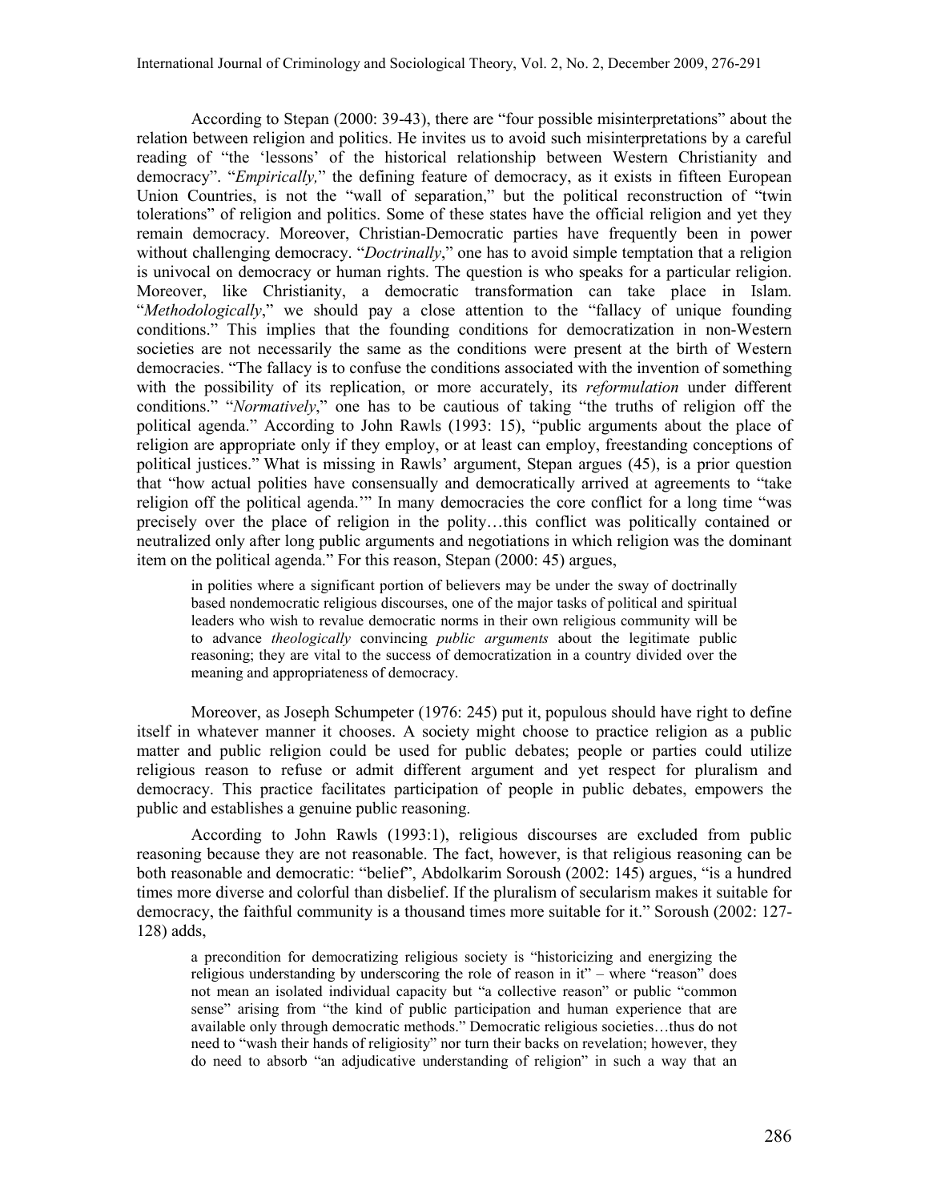According to Stepan (2000: 39-43), there are "four possible misinterpretations" about the relation between religion and politics. He invites us to avoid such misinterpretations by a careful reading of "the 'lessons' of the historical relationship between Western Christianity and democracy". "*Empirically,*" the defining feature of democracy, as it exists in fifteen European Union Countries, is not the "wall of separation," but the political reconstruction of "twin tolerations" of religion and politics. Some of these states have the official religion and yet they remain democracy. Moreover, Christian-Democratic parties have frequently been in power without challenging democracy. "*Doctrinally*," one has to avoid simple temptation that a religion is univocal on democracy or human rights. The question is who speaks for a particular religion. Moreover, like Christianity, a democratic transformation can take place in Islam. "*Methodologically*," we should pay a close attention to the "fallacy of unique founding conditions." This implies that the founding conditions for democratization in non-Western societies are not necessarily the same as the conditions were present at the birth of Western democracies. "The fallacy is to confuse the conditions associated with the invention of something with the possibility of its replication, or more accurately, its *reformulation* under different conditions." "*Normatively*," one has to be cautious of taking "the truths of religion off the political agenda." According to John Rawls (1993: 15), "public arguments about the place of religion are appropriate only if they employ, or at least can employ, freestanding conceptions of political justices." What is missing in Rawls' argument, Stepan argues (45), is a prior question that "how actual polities have consensually and democratically arrived at agreements to "take religion off the political agenda.'" In many democracies the core conflict for a long time "was precisely over the place of religion in the polity…this conflict was politically contained or neutralized only after long public arguments and negotiations in which religion was the dominant item on the political agenda." For this reason, Stepan (2000: 45) argues,

> in polities where a significant portion of believers may be under the sway of doctrinally based nondemocratic religious discourses, one of the major tasks of political and spiritual leaders who wish to revalue democratic norms in their own religious community will be to advance *theologically* convincing *public arguments* about the legitimate public reasoning; they are vital to the success of democratization in a country divided over the meaning and appropriateness of democracy.

Moreover, as Joseph Schumpeter (1976: 245) put it, populous should have right to define itself in whatever manner it chooses. A society might choose to practice religion as a public matter and public religion could be used for public debates; people or parties could utilize religious reason to refuse or admit different argument and yet respect for pluralism and democracy. This practice facilitates participation of people in public debates, empowers the public and establishes a genuine public reasoning.

According to John Rawls (1993:1), religious discourses are excluded from public reasoning because they are not reasonable. The fact, however, is that religious reasoning can be both reasonable and democratic: "belief", Abdolkarim Soroush (2002: 145) argues, "is a hundred times more diverse and colorful than disbelief. If the pluralism of secularism makes it suitable for democracy, the faithful community is a thousand times more suitable for it." Soroush (2002: 127-128) adds,

> a precondition for democratizing religious society is "historicizing and energizing the religious understanding by underscoring the role of reason in it" – where "reason" does not mean an isolated individual capacity but "a collective reason" or public "common sense" arising from "the kind of public participation and human experience that are available only through democratic methods." Democratic religious societies…thus do not need to "wash their hands of religiosity" nor turn their backs on revelation; however, they do need to absorb "an adjudicative understanding of religion" in such a way that an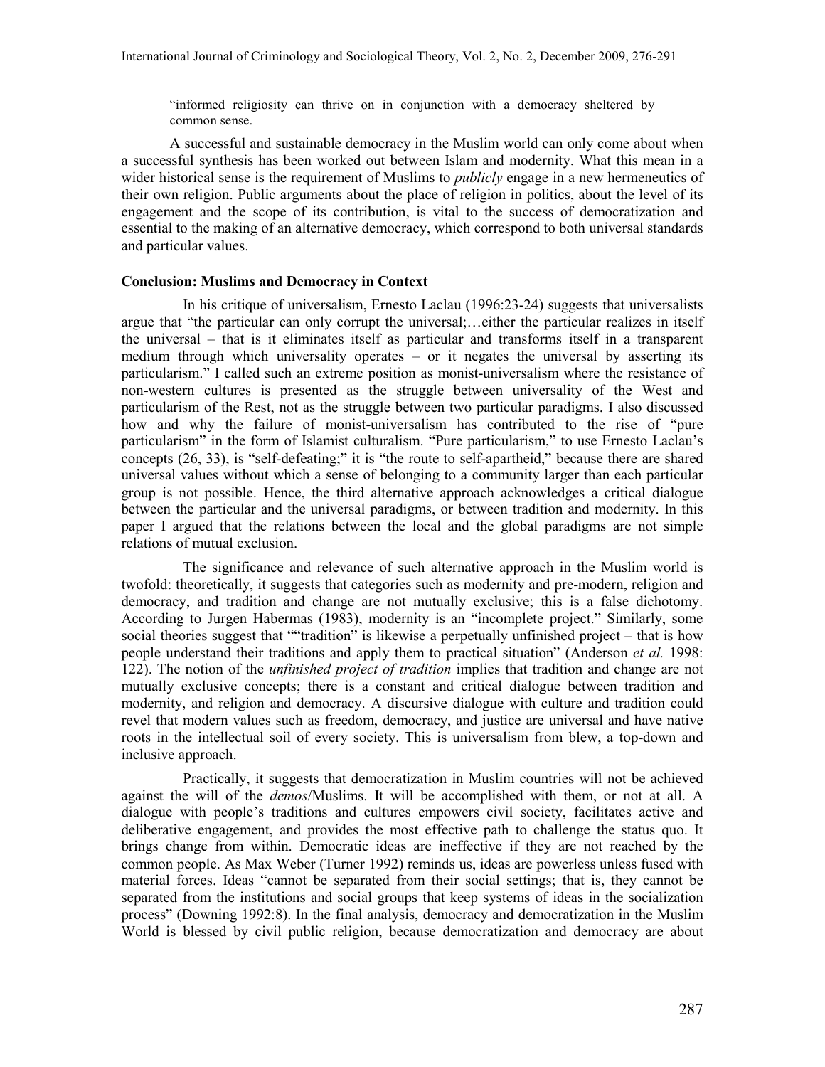"informed religiosity can thrive on in conjunction with a democracy sheltered by common sense.

A successful and sustainable democracy in the Muslim world can only come about when a successful synthesis has been worked out between Islam and modernity. What this mean in a wider historical sense is the requirement of Muslims to *publicly* engage in a new hermeneutics of their own religion. Public arguments about the place of religion in politics, about the level of its engagement and the scope of its contribution, is vital to the success of democratization and essential to the making of an alternative democracy, which correspond to both universal standards and particular values.

### Conclusion: Muslims and Democracy in Context

In his critique of universalism, Ernesto Laclau (1996:23-24) suggests that universalists argue that "the particular can only corrupt the universal;…either the particular realizes in itself the universal – that is it eliminates itself as particular and transforms itself in a transparent medium through which universality operates – or it negates the universal by asserting its particularism." I called such an extreme position as monist-universalism where the resistance of non-western cultures is presented as the struggle between universality of the West and particularism of the Rest, not as the struggle between two particular paradigms. I also discussed how and why the failure of monist-universalism has contributed to the rise of "pure particularism" in the form of Islamist culturalism. "Pure particularism," to use Ernesto Laclau's concepts (26, 33), is "self-defeating;" it is "the route to self-apartheid," because there are shared universal values without which a sense of belonging to a community larger than each particular group is not possible. Hence, the third alternative approach acknowledges a critical dialogue between the particular and the universal paradigms, or between tradition and modernity. In this paper I argued that the relations between the local and the global paradigms are not simple relations of mutual exclusion.

The significance and relevance of such alternative approach in the Muslim world is twofold: theoretically, it suggests that categories such as modernity and pre-modern, religion and democracy, and tradition and change are not mutually exclusive; this is a false dichotomy. According to Jurgen Habermas (1983), modernity is an "incomplete project." Similarly, some social theories suggest that ""tradition" is likewise a perpetually unfinished project – that is how people understand their traditions and apply them to practical situation" (Anderson *et al.* 1998: 122). The notion of the *unfinished project of tradition* implies that tradition and change are not mutually exclusive concepts; there is a constant and critical dialogue between tradition and modernity, and religion and democracy. A discursive dialogue with culture and tradition could revel that modern values such as freedom, democracy, and justice are universal and have native roots in the intellectual soil of every society. This is universalism from blew, a top-down and inclusive approach.

Practically, it suggests that democratization in Muslim countries will not be achieved against the will of the *demos*/Muslims. It will be accomplished with them, or not at all. A dialogue with people's traditions and cultures empowers civil society, facilitates active and deliberative engagement, and provides the most effective path to challenge the status quo. It brings change from within. Democratic ideas are ineffective if they are not reached by the common people. As Max Weber (Turner 1992) reminds us, ideas are powerless unless fused with material forces. Ideas "cannot be separated from their social settings; that is, they cannot be separated from the institutions and social groups that keep systems of ideas in the socialization process" (Downing 1992:8). In the final analysis, democracy and democratization in the Muslim World is blessed by civil public religion, because democratization and democracy are about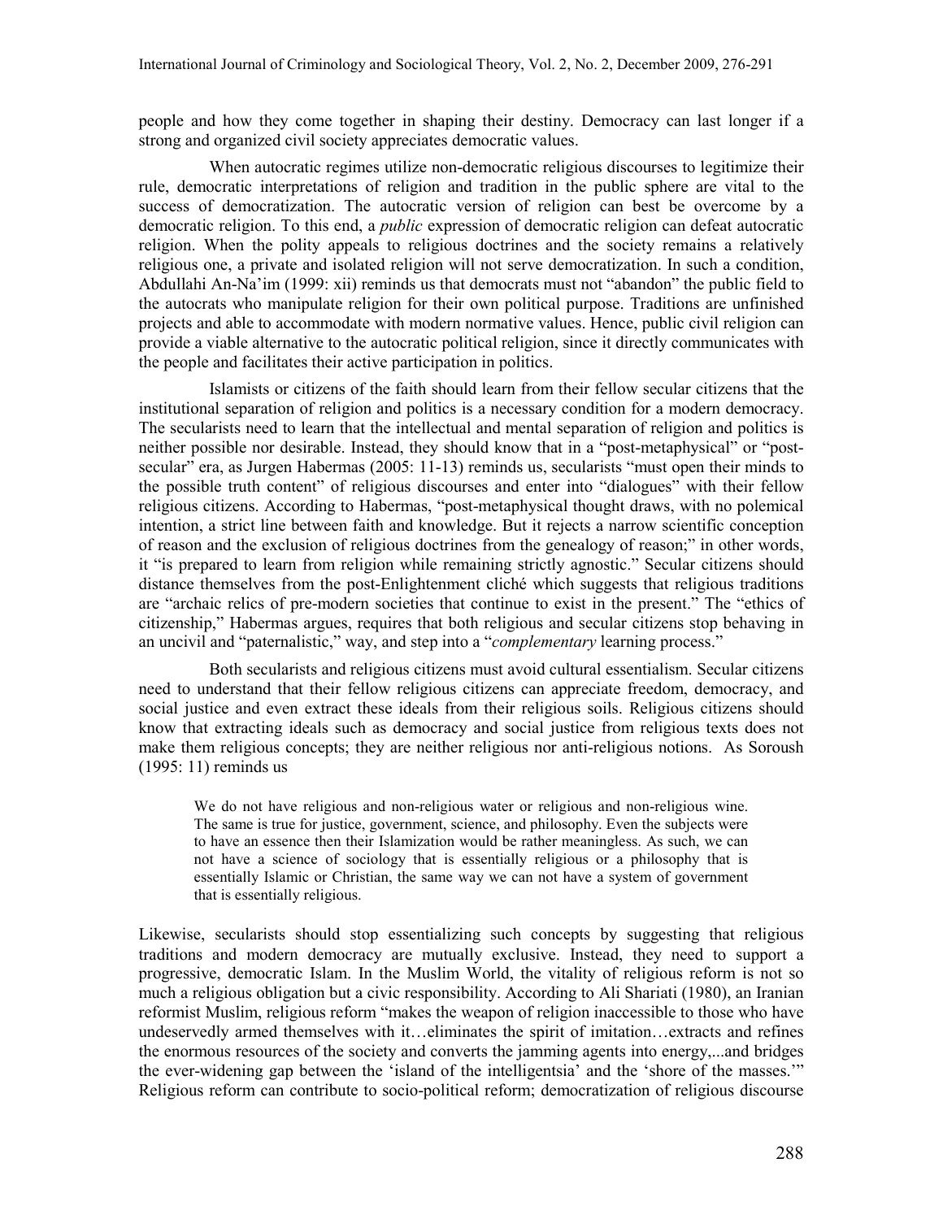people and how they come together in shaping their destiny. Democracy can last longer if a strong and organized civil society appreciates democratic values.

When autocratic regimes utilize non-democratic religious discourses to legitimize their rule, democratic interpretations of religion and tradition in the public sphere are vital to the success of democratization. The autocratic version of religion can best be overcome by a democratic religion. To this end, a *public* expression of democratic religion can defeat autocratic religion. When the polity appeals to religious doctrines and the society remains a relatively religious one, a private and isolated religion will not serve democratization. In such a condition, Abdullahi An-Na'im (1999: xii) reminds us that democrats must not "abandon" the public field to the autocrats who manipulate religion for their own political purpose. Traditions are unfinished projects and able to accommodate with modern normative values. Hence, public civil religion can provide a viable alternative to the autocratic political religion, since it directly communicates with the people and facilitates their active participation in politics.

Islamists or citizens of the faith should learn from their fellow secular citizens that the institutional separation of religion and politics is a necessary condition for a modern democracy. The secularists need to learn that the intellectual and mental separation of religion and politics is neither possible nor desirable. Instead, they should know that in a "post-metaphysical" or "post-secular" era, as Jurgen Habermas (2005: 11-13) reminds us, secularists "must open their minds to the possible truth content" of religious discourses and enter into "dialogues" with their fellow religious citizens. According to Habermas, "post-metaphysical thought draws, with no polemical intention, a strict line between faith and knowledge. But it rejects a narrow scientific conception of reason and the exclusion of religious doctrines from the genealogy of reason;" in other words, it "is prepared to learn from religion while remaining strictly agnostic." Secular citizens should distance themselves from the post-Enlightenment cliché which suggests that religious traditions are "archaic relics of pre-modern societies that continue to exist in the present." The "ethics of citizenship," Habermas argues, requires that both religious and secular citizens stop behaving in an uncivil and "paternalistic," way, and step into a "*complementary* learning process."

Both secularists and religious citizens must avoid cultural essentialism. Secular citizens need to understand that their fellow religious citizens can appreciate freedom, democracy, and social justice and even extract these ideals from their religious soils. Religious citizens should know that extracting ideals such as democracy and social justice from religious texts does not make them religious concepts; they are neither religious nor anti-religious notions. As Soroush (1995: 11) reminds us

> We do not have religious and non-religious water or religious and non-religious wine. The same is true for justice, government, science, and philosophy. Even the subjects were to have an essence then their Islamization would be rather meaningless. As such, we can not have a science of sociology that is essentially religious or a philosophy that is essentially Islamic or Christian, the same way we can not have a system of government that is essentially religious.

Likewise, secularists should stop essentializing such concepts by suggesting that religious traditions and modern democracy are mutually exclusive. Instead, they need to support a progressive, democratic Islam. In the Muslim World, the vitality of religious reform is not so much a religious obligation but a civic responsibility. According to Ali Shariati (1980), an Iranian reformist Muslim, religious reform "makes the weapon of religion inaccessible to those who have undeservedly armed themselves with it…eliminates the spirit of imitation…extracts and refines the enormous resources of the society and converts the jamming agents into energy,...and bridges the ever-widening gap between the 'island of the intelligentsia' and the 'shore of the masses.'" Religious reform can contribute to socio-political reform; democratization of religious discourse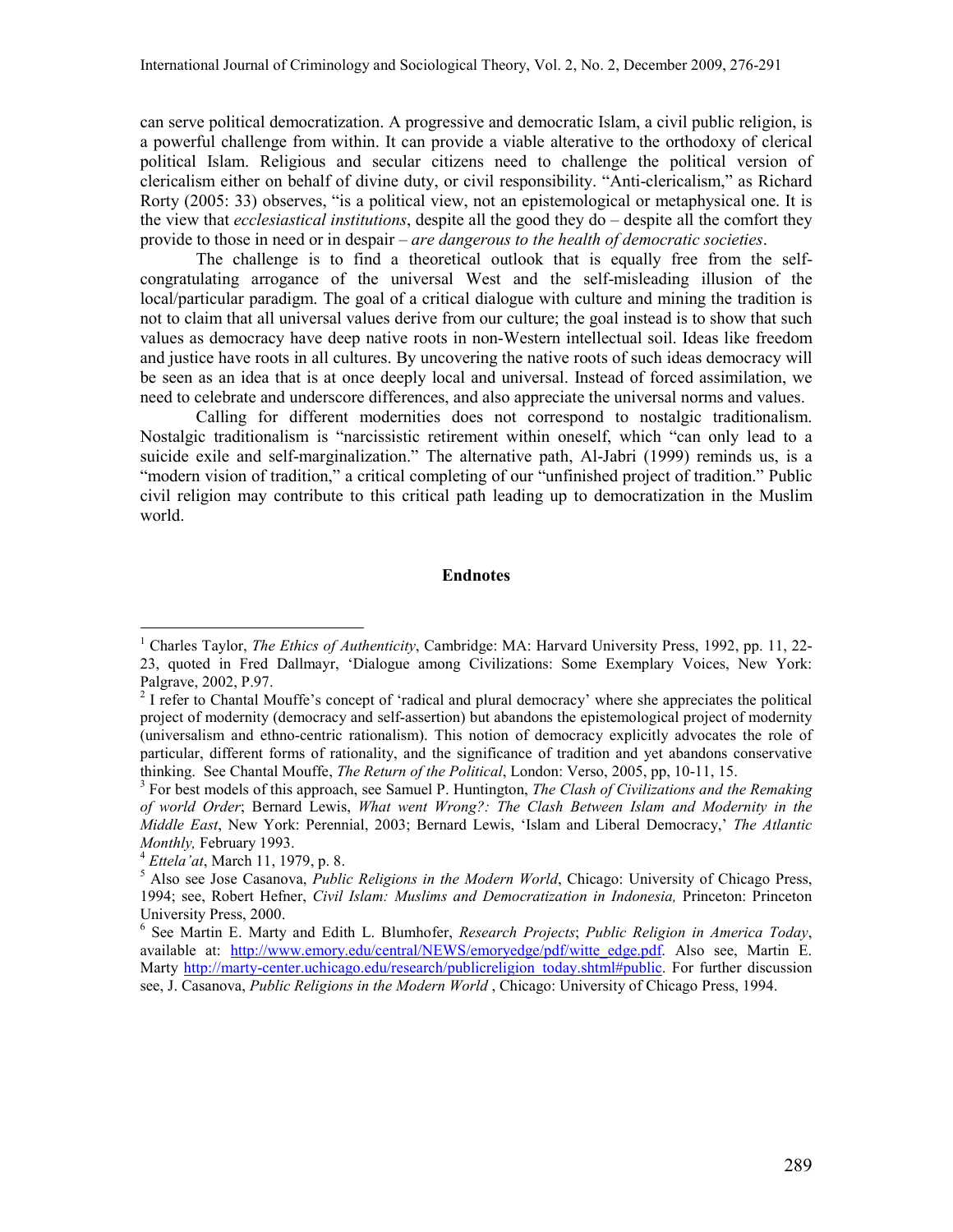can serve political democratization. A progressive and democratic Islam, a civil public religion, is a powerful challenge from within. It can provide a viable alterative to the orthodoxy of clerical political Islam. Religious and secular citizens need to challenge the political version of clericalism either on behalf of divine duty, or civil responsibility. "Anti-clericalism," as Richard Rorty (2005: 33) observes, "is a political view, not an epistemological or metaphysical one. It is the view that *ecclesiastical institutions*, despite all the good they do – despite all the comfort they provide to those in need or in despair – *are dangerous to the health of democratic societies*.

The challenge is to find a theoretical outlook that is equally free from the self-congratulating arrogance of the universal West and the self-misleading illusion of the local/particular paradigm. The goal of a critical dialogue with culture and mining the tradition is not to claim that all universal values derive from our culture; the goal instead is to show that such values as democracy have deep native roots in non-Western intellectual soil. Ideas like freedom and justice have roots in all cultures. By uncovering the native roots of such ideas democracy will be seen as an idea that is at once deeply local and universal. Instead of forced assimilation, we need to celebrate and underscore differences, and also appreciate the universal norms and values.

Calling for different modernities does not correspond to nostalgic traditionalism. Nostalgic traditionalism is "narcissistic retirement within oneself, which "can only lead to a suicide exile and self-marginalization." The alternative path, Al-Jabri (1999) reminds us, is a "modern vision of tradition," a critical completing of our "unfinished project of tradition." Public civil religion may contribute to this critical path leading up to democratization in the Muslim world.

## Endnotes

[1] Charles Taylor, *The Ethics of Authenticity*, Cambridge: MA: Harvard University Press, 1992, pp. 11, 22-23, quoted in Fred Dallmayr, 'Dialogue among Civilizations: Some Exemplary Voices, New York: Palgrave, 2002, P.97.

[2] I refer to Chantal Mouffe's concept of 'radical and plural democracy' where she appreciates the political project of modernity (democracy and self-assertion) but abandons the epistemological project of modernity (universalism and ethno-centric rationalism). This notion of democracy explicitly advocates the role of particular, different forms of rationality, and the significance of tradition and yet abandons conservative thinking. See Chantal Mouffe, *The Return of the Political*, London: Verso, 2005, pp, 10-11, 15.

[3] For best models of this approach, see Samuel P. Huntington, *The Clash of Civilizations and the Remaking of world Order*; Bernard Lewis, *What went Wrong?: The Clash Between Islam and Modernity in the Middle East*, New York: Perennial, 2003; Bernard Lewis, 'Islam and Liberal Democracy,' *The Atlantic Monthly,* February 1993.

[4] *Ettela'at*, March 11, 1979, p. 8.

[5] Also see Jose Casanova, *Public Religions in the Modern World*, Chicago: University of Chicago Press, 1994; see, Robert Hefner, *Civil Islam: Muslims and Democratization in Indonesia,* Princeton: Princeton University Press, 2000.

[6] See Martin E. Marty and Edith L. Blumhofer, *Research Projects*; *Public Religion in America Today*, available at: http://www.emory.edu/central/NEWS/emoryedge/pdf/witte_edge.pdf. Also see, Martin E. Marty http://marty-center.uchicago.edu/research/publicreligion_today.shtml#public. For further discussion see, J. Casanova, *Public Religions in the Modern World* , Chicago: University of Chicago Press, 1994.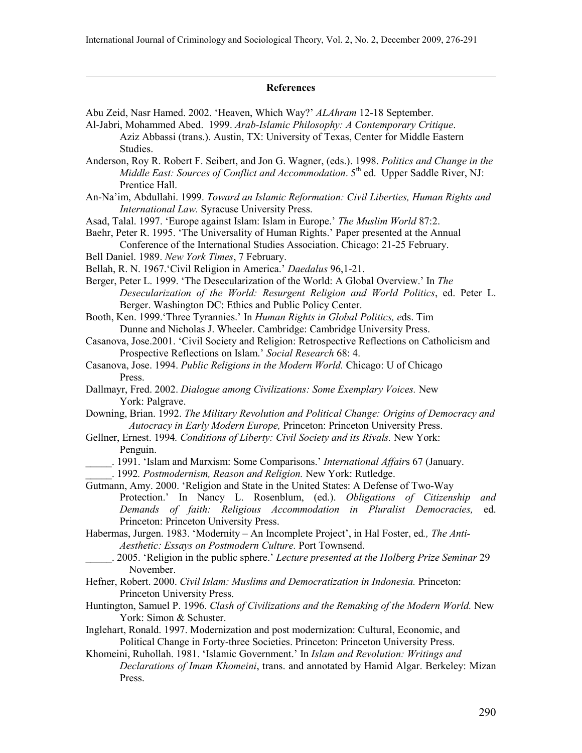## References

Abu Zeid, Nasr Hamed. 2002. 'Heaven, Which Way?' *ALAhram* 12-18 September.

Al-Jabri, Mohammed Abed. 1999. *Arab-Islamic Philosophy: A Contemporary Critique*. Aziz Abbassi (trans.). Austin, TX: University of Texas, Center for Middle Eastern Studies.

Anderson, Roy R. Robert F. Seibert, and Jon G. Wagner, (eds.). 1998. *Politics and Change in the Middle East: Sources of Conflict and Accommodation*. 5th ed. Upper Saddle River, NJ: Prentice Hall.

An-Na'im, Abdullahi. 1999. *Toward an Islamic Reformation: Civil Liberties, Human Rights and International Law.* Syracuse University Press.

Asad, Talal. 1997. 'Europe against Islam: Islam in Europe.' *The Muslim World* 87:2.

Baehr, Peter R. 1995. 'The Universality of Human Rights.' Paper presented at the Annual Conference of the International Studies Association. Chicago: 21-25 February.

Bell Daniel. 1989. *New York Times*, 7 February.

Bellah, R. N. 1967.'Civil Religion in America.' *Daedalus* 96,1-21.

Berger, Peter L. 1999. 'The Desecularization of the World: A Global Overview.' In *The Desecularization of the World: Resurgent Religion and World Politics*, ed. Peter L. Berger. Washington DC: Ethics and Public Policy Center.

Booth, Ken. 1999.'Three Tyrannies.' In *Human Rights in Global Politics, e*ds. Tim Dunne and Nicholas J. Wheeler. Cambridge: Cambridge University Press.

Casanova, Jose.2001. 'Civil Society and Religion: Retrospective Reflections on Catholicism and Prospective Reflections on Islam.' *Social Research* 68: 4.

Casanova, Jose. 1994. *Public Religions in the Modern World.* Chicago: U of Chicago Press.

Dallmayr, Fred. 2002. *Dialogue among Civilizations: Some Exemplary Voices.* New York: Palgrave.

Downing, Brian. 1992. *The Military Revolution and Political Change: Origins of Democracy and Autocracy in Early Modern Europe,* Princeton: Princeton University Press.

Gellner, Ernest. 1994*. Conditions of Liberty: Civil Society and its Rivals.* New York: Penguin.

_____. 1991. 'Islam and Marxism: Some Comparisons.' *International Affair*s 67 (January.

_____. 1992*. Postmodernism, Reason and Religion.* New York: Rutledge.

Gutmann, Amy. 2000. 'Religion and State in the United States: A Defense of Two-Way Protection.' In Nancy L. Rosenblum, (ed.). *Obligations of Citizenship and Demands of faith: Religious Accommodation in Pluralist Democracies,* ed. Princeton: Princeton University Press.

Habermas, Jurgen. 1983. 'Modernity – An Incomplete Project', in Hal Foster, ed*., The Anti-Aesthetic: Essays on Postmodern Culture.* Port Townsend.

_____. 2005. 'Religion in the public sphere.' *Lecture presented at the Holberg Prize Seminar* 29 November.

Hefner, Robert. 2000. *Civil Islam: Muslims and Democratization in Indonesia.* Princeton: Princeton University Press.

Huntington, Samuel P. 1996. *Clash of Civilizations and the Remaking of the Modern World.* New York: Simon & Schuster.

Inglehart, Ronald. 1997. Modernization and post modernization: Cultural, Economic, and Political Change in Forty-three Societies. Princeton: Princeton University Press.

Khomeini, Ruhollah. 1981. 'Islamic Government.' In *Islam and Revolution: Writings and Declarations of Imam Khomeini*, trans. and annotated by Hamid Algar. Berkeley: Mizan Press.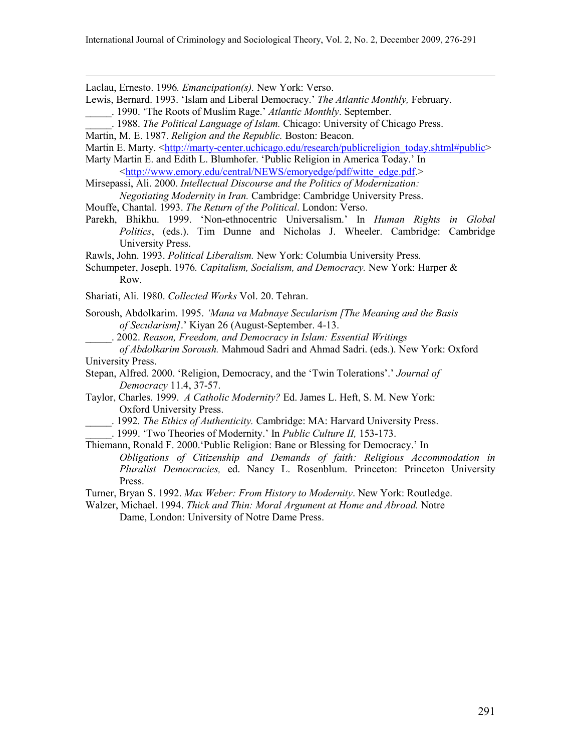Laclau, Ernesto. 1996*. Emancipation(s).* New York: Verso.

Lewis, Bernard. 1993. 'Islam and Liberal Democracy.' *The Atlantic Monthly,* February.

_____. 1990. 'The Roots of Muslim Rage.' *Atlantic Monthly*. September.

_____. 1988. *The Political Language of Islam.* Chicago: University of Chicago Press.

Martin, M. E. 1987. *Religion and the Republic.* Boston: Beacon.

Martin E. Marty. <http://marty-center.uchicago.edu/research/publicreligion_today.shtml#public>

Marty Martin E. and Edith L. Blumhofer. 'Public Religion in America Today.' In <http://www.emory.edu/central/NEWS/emoryedge/pdf/witte_edge.pdf.>

Mirsepassi, Ali. 2000. *Intellectual Discourse and the Politics of Modernization: Negotiating Modernity in Iran.* Cambridge: Cambridge University Press.

Mouffe, Chantal. 1993. *The Return of the Political*. London: Verso.

Parekh, Bhikhu. 1999. 'Non-ethnocentric Universalism.' In *Human Rights in Global Politics*, (eds.). Tim Dunne and Nicholas J. Wheeler. Cambridge: Cambridge University Press.

Rawls, John. 1993. *Political Liberalism.* New York: Columbia University Press.

Schumpeter, Joseph. 1976*. Capitalism, Socialism, and Democracy.* New York: Harper & Row.

Shariati, Ali. 1980. *Collected Works* Vol. 20. Tehran.

Soroush, Abdolkarim. 1995. *'Mana va Mabnaye Secularism [The Meaning and the Basis of Secularism]*.' Kiyan 26 (August-September. 4-13.

_____. 2002. *Reason, Freedom, and Democracy in Islam: Essential Writings of Abdolkarim Soroush.* Mahmoud Sadri and Ahmad Sadri. (eds.). New York: Oxford University Press.

Stepan, Alfred. 2000. 'Religion, Democracy, and the 'Twin Tolerations'.' *Journal of Democracy* 11.4, 37-57.

Taylor, Charles. 1999. *A Catholic Modernity?* Ed. James L. Heft, S. M. New York: Oxford University Press.

_____. 1992*. The Ethics of Authenticity.* Cambridge: MA: Harvard University Press.

_____. 1999. 'Two Theories of Modernity.' In *Public Culture II,* 153-173.

Thiemann, Ronald F. 2000.'Public Religion: Bane or Blessing for Democracy.' In *Obligations of Citizenship and Demands of faith: Religious Accommodation in Pluralist Democracies,* ed. Nancy L. Rosenblum. Princeton: Princeton University Press.

Turner, Bryan S. 1992. *Max Weber: From History to Modernity*. New York: Routledge.

Walzer, Michael. 1994. *Thick and Thin: Moral Argument at Home and Abroad.* Notre Dame, London: University of Notre Dame Press.